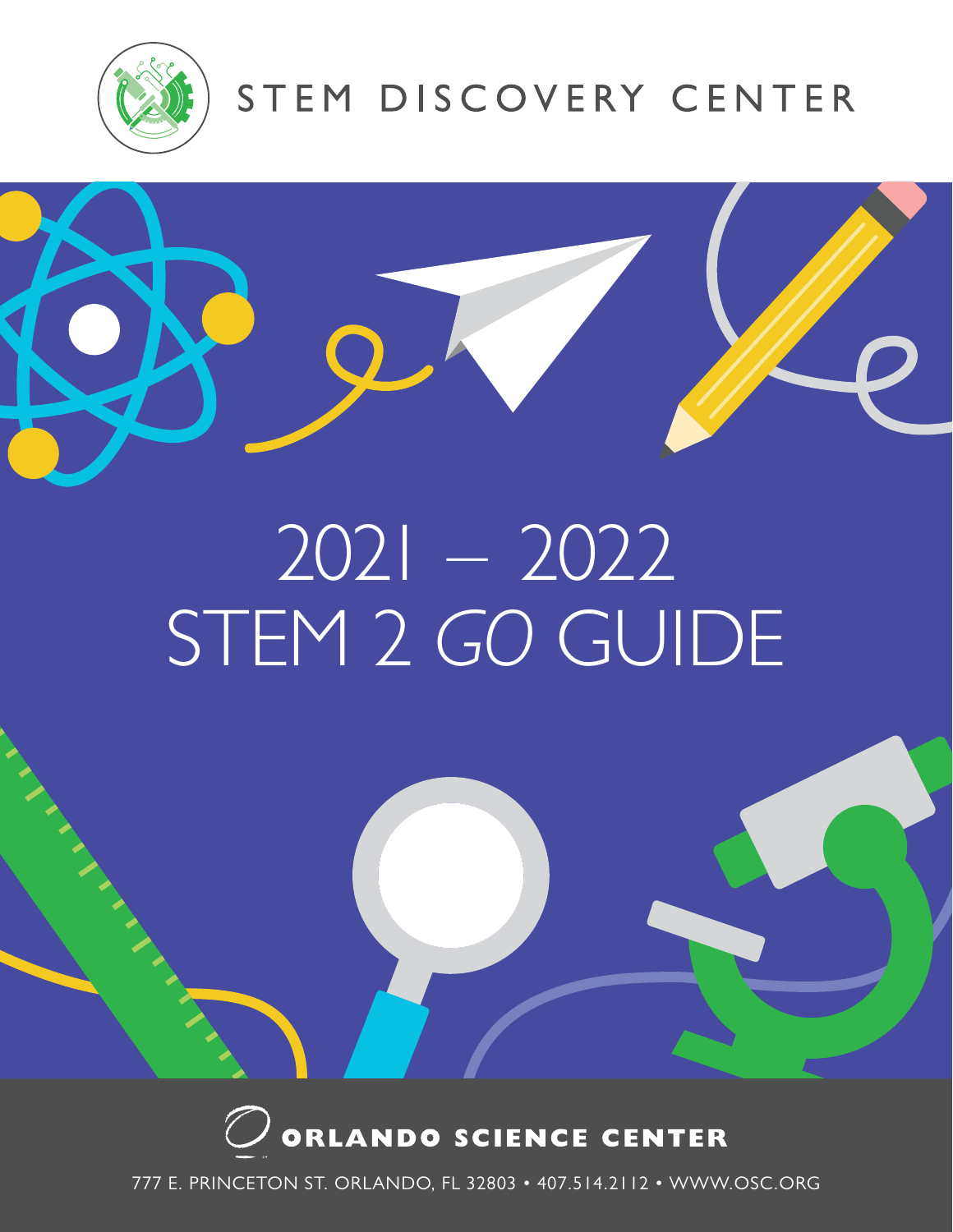STEM DISCOVERY CENTER

# 2021 – 2022
# STEM 2 *GO* GUIDE

**ORLANDO SCIENCE CENTER**

777 E. PRINCETON ST. ORLANDO, FL 32803 • 407.514.2112 • WWW.OSC.ORG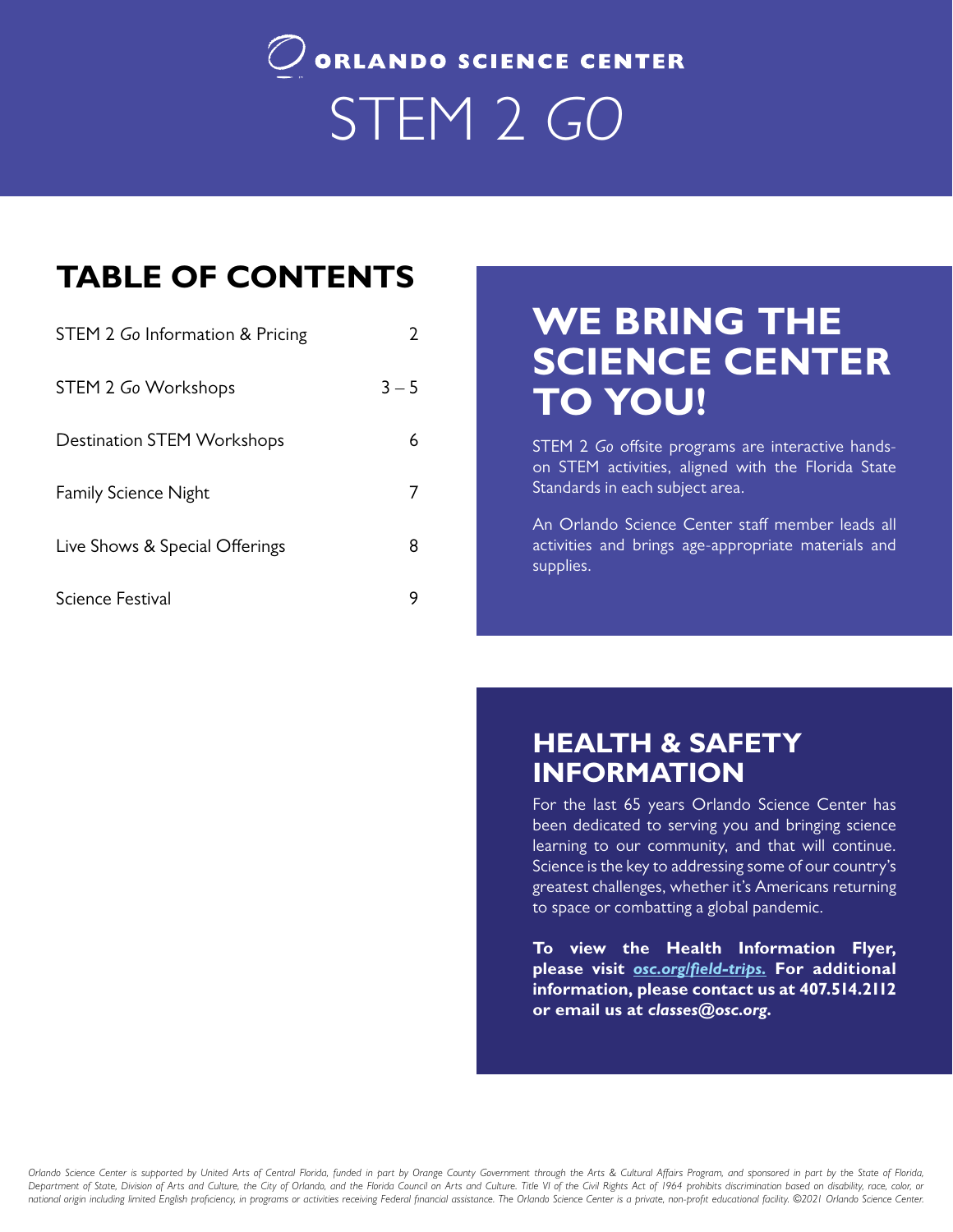# ORLANDO SCIENCE CENTER

# STEM 2 *GO*

## TABLE OF CONTENTS

| | |
|---|---|
| STEM 2 *Go* Information & Pricing | 2 |
| STEM 2 *Go* Workshops | 3 – 5 |
| Destination STEM Workshops | 6 |
| Family Science Night | 7 |
| Live Shows & Special Offerings | 8 |
| Science Festival | 9 |

## WE BRING THE SCIENCE CENTER TO YOU!

STEM 2 *Go* offsite programs are interactive hands-on STEM activities, aligned with the Florida State Standards in each subject area.

An Orlando Science Center staff member leads all activities and brings age-appropriate materials and supplies.

## HEALTH & SAFETY INFORMATION

For the last 65 years Orlando Science Center has been dedicated to serving you and bringing science learning to our community, and that will continue. Science is the key to addressing some of our country's greatest challenges, whether it's Americans returning to space or combatting a global pandemic.

**To view the Health Information Flyer, please visit *osc.org/field-trips.* For additional information, please contact us at 407.514.2112 or email us at *classes@osc.org*.**

*Orlando Science Center is supported by United Arts of Central Florida, funded in part by Orange County Government through the Arts & Cultural Affairs Program, and sponsored in part by the State of Florida, Department of State, Division of Arts and Culture, the City of Orlando, and the Florida Council on Arts and Culture. Title VI of the Civil Rights Act of 1964 prohibits discrimination based on disability, race, color, or national origin including limited English proficiency, in programs or activities receiving Federal financial assistance. The Orlando Science Center is a private, non-profit educational facility. ©2021 Orlando Science Center.*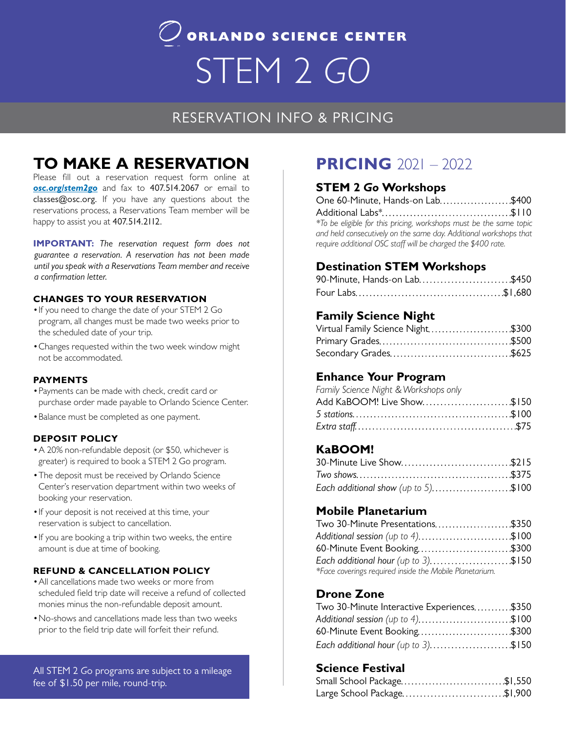# ORLANDO SCIENCE CENTER

# STEM 2 *GO*

## RESERVATION INFO & PRICING

## TO MAKE A RESERVATION

Please fill out a reservation request form online at ***osc.org/stem2go*** and fax to 407.514.2067 or email to classes@osc.org. If you have any questions about the reservations process, a Reservations Team member will be happy to assist you at 407.514.2112.

**IMPORTANT:** *The reservation request form does not guarantee a reservation. A reservation has not been made until you speak with a Reservations Team member and receive a confirmation letter.*

### CHANGES TO YOUR RESERVATION

- If you need to change the date of your STEM 2 Go program, all changes must be made two weeks prior to the scheduled date of your trip.
- Changes requested within the two week window might not be accommodated.

### PAYMENTS

- Payments can be made with check, credit card or purchase order made payable to Orlando Science Center.
- Balance must be completed as one payment.

### DEPOSIT POLICY

- A 20% non-refundable deposit (or $50, whichever is greater) is required to book a STEM 2 Go program.
- The deposit must be received by Orlando Science Center's reservation department within two weeks of booking your reservation.
- If your deposit is not received at this time, your reservation is subject to cancellation.
- If you are booking a trip within two weeks, the entire amount is due at time of booking.

### REFUND & CANCELLATION POLICY

- All cancellations made two weeks or more from scheduled field trip date will receive a refund of collected monies minus the non-refundable deposit amount.
- No-shows and cancellations made less than two weeks prior to the field trip date will forfeit their refund.

All STEM 2 *Go* programs are subject to a mileage fee of $1.50 per mile, round-trip.

## PRICING 2021 – 2022

### STEM 2 *Go* Workshops

One 60-Minute, Hands-on Lab.......$400
Additional Labs*.......$110

*\*To be eligible for this pricing, workshops must be the same topic and held consecutively on the same day. Additional workshops that require additional OSC staff will be charged the $400 rate.*

### Destination STEM Workshops

90-Minute, Hands-on Lab.......$450
Four Labs.......$1,680

### Family Science Night

Virtual Family Science Night.......$300
Primary Grades.......$500
Secondary Grades.......$625

### Enhance Your Program

*Family Science Night & Workshops only*

Add KaBOOM! Live Show.......$150
*5 stations*.......$100
*Extra staff*.......$75

### KaBOOM!

30-Minute Live Show.......$215
*Two shows*.......$375
*Each additional show (up to 5)*.......$100

### Mobile Planetarium

Two 30-Minute Presentations.......$350
*Additional session (up to 4)*.......$100
60-Minute Event Booking.......$300
*Each additional hour (up to 3)*.......$150

*\*Face coverings required inside the Mobile Planetarium.*

### Drone Zone

Two 30-Minute Interactive Experiences.......$350
*Additional session (up to 4)*.......$100
60-Minute Event Booking.......$300
*Each additional hour (up to 3)*.......$150

### Science Festival

Small School Package.......$1,550
Large School Package.......$1,900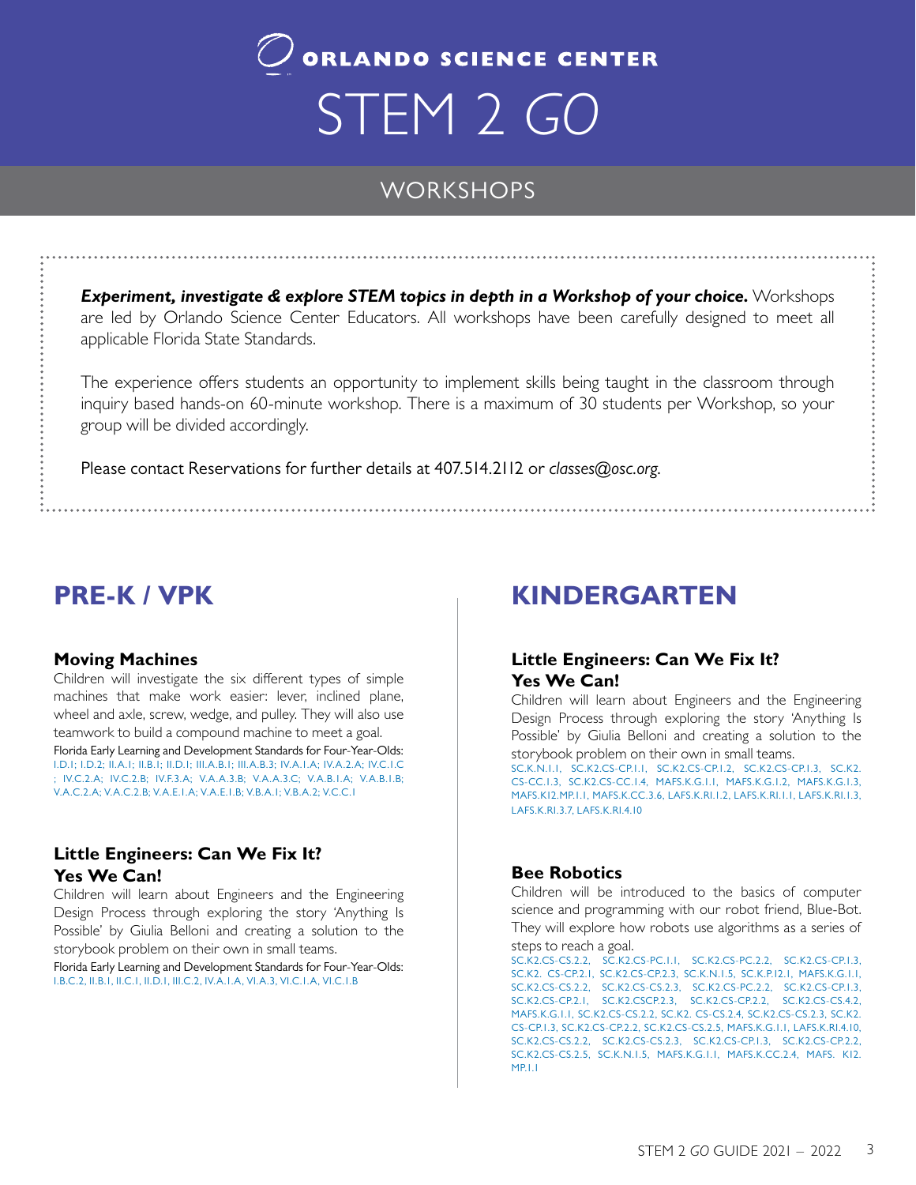# ORLANDO SCIENCE CENTER

# STEM 2 GO

## WORKSHOPS

***Experiment, investigate & explore STEM topics in depth in a Workshop of your choice.*** Workshops are led by Orlando Science Center Educators. All workshops have been carefully designed to meet all applicable Florida State Standards.

The experience offers students an opportunity to implement skills being taught in the classroom through inquiry based hands-on 60-minute workshop. There is a maximum of 30 students per Workshop, so your group will be divided accordingly.

Please contact Reservations for further details at 407.514.2112 or *classes@osc.org*.

## PRE-K / VPK

### Moving Machines

Children will investigate the six different types of simple machines that make work easier: lever, inclined plane, wheel and axle, screw, wedge, and pulley. They will also use teamwork to build a compound machine to meet a goal.

Florida Early Learning and Development Standards for Four-Year-Olds:
I.D.1; I.D.2; II.A.1; II.B.1; II.D.1; III.A.B.1; III.A.B.3; IV.A.1.A; IV.A.2.A; IV.C.1.C ; IV.C.2.A; IV.C.2.B; IV.F.3.A; V.A.A.3.B; V.A.A.3.C; V.A.B.1.A; V.A.B.1.B; V.A.C.2.A; V.A.C.2.B; V.A.E.1.A; V.A.E.1.B; V.B.A.1; V.B.A.2; V.C.C.1

### Little Engineers: Can We Fix It? Yes We Can!

Children will learn about Engineers and the Engineering Design Process through exploring the story 'Anything Is Possible' by Giulia Belloni and creating a solution to the storybook problem on their own in small teams.

Florida Early Learning and Development Standards for Four-Year-Olds:
I.B.C.2, II.B.1, II.C.1, II.D.1, III.C.2, IV.A.1.A, VI.A.3, VI.C.1.A, VI.C.1.B

## KINDERGARTEN

### Little Engineers: Can We Fix It? Yes We Can!

Children will learn about Engineers and the Engineering Design Process through exploring the story 'Anything Is Possible' by Giulia Belloni and creating a solution to the storybook problem on their own in small teams.

SC.K.N.1.1, SC.K2.CS-CP.1.1, SC.K2.CS-CP.1.2, SC.K2.CS-CP.1.3, SC.K2. CS-CC.1.3, SC.K2.CS-CC.1.4, MAFS.K.G.1.1, MAFS.K.G.1.2, MAFS.K.G.1.3, MAFS.K12.MP.1.1, MAFS.K.CC.3.6, LAFS.K.RI.1.2, LAFS.K.RI.1.1, LAFS.K.RI.1.3, LAFS.K.RI.3.7, LAFS.K.RI.4.10

### Bee Robotics

Children will be introduced to the basics of computer science and programming with our robot friend, Blue-Bot. They will explore how robots use algorithms as a series of steps to reach a goal.

SC.K2.CS-CS.2.2, SC.K2.CS-PC.1.1, SC.K2.CS-PC.2.2, SC.K2.CS-CP.1.3, SC.K2. CS-CP.2.1, SC.K2.CS-CP.2.3, SC.K.N.1.5, SC.K.P.12.1, MAFS.K.G.1.1, SC.K2.CS-CS.2.2, SC.K2.CS-CS.2.3, SC.K2.CS-PC.2.2, SC.K2.CS-CP.1.3, SC.K2.CS-CP.2.1, SC.K2.CSCP.2.3, SC.K2.CS-CP.2.2, SC.K2.CS-CS.4.2, MAFS.K.G.1.1, SC.K2.CS-CS.2.2, SC.K2. CS-CS.2.4, SC.K2.CS-CS.2.3, SC.K2. CS-CP.1.3, SC.K2.CS-CP.2.2, SC.K2.CS-CS.2.5, MAFS.K.G.1.1, LAFS.K.RI.4.10, SC.K2.CS-CS.2.2, SC.K2.CS-CS.2.3, SC.K2.CS-CP.1.3, SC.K2.CS-CP.2.2, SC.K2.CS-CS.2.5, SC.K.N.1.5, MAFS.K.G.1.1, MAFS.K.CC.2.4, MAFS. K12. MP.1.1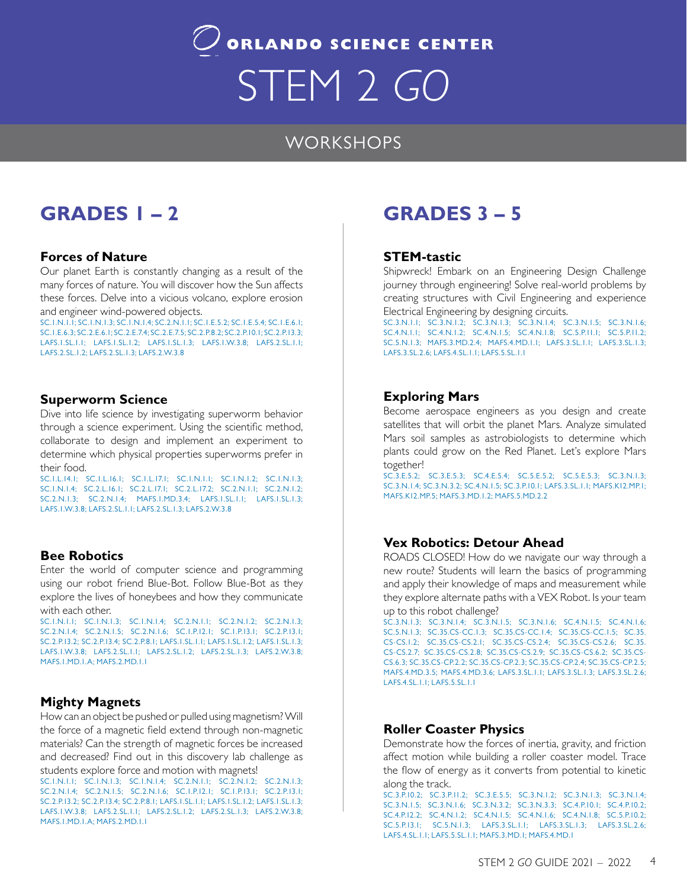# ORLANDO SCIENCE CENTER

# STEM 2 *GO*

## WORKSHOPS

## GRADES 1 – 2

### Forces of Nature

Our planet Earth is constantly changing as a result of the many forces of nature. You will discover how the Sun affects these forces. Delve into a vicious volcano, explore erosion and engineer wind-powered objects.

SC.1.N.1.1; SC.1.N.1.3; SC.1.N.1.4; SC.2.N.1.1; SC.1.E.5.2; SC.1.E.5.4; SC.1.E.6.1; SC.1.E.6.3; SC.2.E.6.1; SC.2.E.7.4; SC.2.E.7.5; SC.2.P.8.2; SC.2.P.10.1; SC.2.P.13.3; LAFS.1.SL.1.1; LAFS.1.SL.1.2; LAFS.1.SL.1.3; LAFS.1.W.3.8; LAFS.2.SL.1.1; LAFS.2.SL.1.2; LAFS.2.SL.1.3; LAFS.2.W.3.8

### Superworm Science

Dive into life science by investigating superworm behavior through a science experiment. Using the scientific method, collaborate to design and implement an experiment to determine which physical properties superworms prefer in their food.

SC.1.L.14.1; SC.1.L.16.1; SC.1.L.17.1; SC.1.N.1.1; SC.1.N.1.2; SC.1.N.1.3; SC.1.N.1.4; SC.2.L.16.1; SC.2.L.17.1; SC.2.L.17.2; SC.2.N.1.1; SC.2.N.1.2; SC.2.N.1.3; SC.2.N.1.4; MAFS.1.MD.3.4; LAFS.1.SL.1.1; LAFS.1.SL.1.3; LAFS.1.W.3.8; LAFS.2.SL.1.1; LAFS.2.SL.1.3; LAFS.2.W.3.8

### Bee Robotics

Enter the world of computer science and programming using our robot friend Blue-Bot. Follow Blue-Bot as they explore the lives of honeybees and how they communicate with each other.

SC.1.N.1.1; SC.1.N.1.3; SC.1.N.1.4; SC.2.N.1.1; SC.2.N.1.2; SC.2.N.1.3; SC.2.N.1.4; SC.2.N.1.5; SC.2.N.1.6; SC.1.P.12.1; SC.1.P.13.1; SC.2.P.13.1; SC.2.P.13.2; SC.2.P.13.4; SC.2.P.8.1; LAFS.1.SL.1.1; LAFS.1.SL.1.2; LAFS.1.SL.1.3; LAFS.1.W.3.8; LAFS.2.SL.1.1; LAFS.2.SL.1.2; LAFS.2.SL.1.3; LAFS.2.W.3.8; MAFS.1.MD.1.A; MAFS.2.MD.1.1

### Mighty Magnets

How can an object be pushed or pulled using magnetism? Will the force of a magnetic field extend through non-magnetic materials? Can the strength of magnetic forces be increased and decreased? Find out in this discovery lab challenge as students explore force and motion with magnets!

SC.1.N.1.1; SC.1.N.1.3; SC.1.N.1.4; SC.2.N.1.1; SC.2.N.1.2; SC.2.N.1.3; SC.2.N.1.4; SC.2.N.1.5; SC.2.N.1.6; SC.1.P.12.1; SC.1.P.13.1; SC.2.P.13.1; SC.2.P.13.2; SC.2.P.13.4; SC.2.P.8.1; LAFS.1.SL.1.1; LAFS.1.SL.1.2; LAFS.1.SL.1.3; LAFS.1.W.3.8; LAFS.2.SL.1.1; LAFS.2.SL.1.2; LAFS.2.SL.1.3; LAFS.2.W.3.8; MAFS.1.MD.1.A; MAFS.2.MD.1.1

## GRADES 3 – 5

### STEM-tastic

Shipwreck! Embark on an Engineering Design Challenge journey through engineering! Solve real-world problems by creating structures with Civil Engineering and experience Electrical Engineering by designing circuits.

SC.3.N.1.1; SC.3.N.1.2; SC.3.N.1.3; SC.3.N.1.4; SC.3.N.1.5; SC.3.N.1.6; SC.4.N.1.1; SC.4.N.1.2; SC.4.N.1.5; SC.4.N.1.8; SC.5.P.11.1; SC.5.P.11.2; SC.5.N.1.3; MAFS.3.MD.2.4; MAFS.4.MD.1.1; LAFS.3.SL.1.1; LAFS.3.SL.1.3; LAFS.3.SL.2.6; LAFS.4.SL.1.1; LAFS.5.SL.1.1

### Exploring Mars

Become aerospace engineers as you design and create satellites that will orbit the planet Mars. Analyze simulated Mars soil samples as astrobiologists to determine which plants could grow on the Red Planet. Let's explore Mars together!

SC.3.E.5.2; SC.3.E.5.3; SC.4.E.5.4; SC.5.E.5.2; SC.5.E.5.3; SC.3.N.1.3; SC.3.N.1.4; SC.3.N.3.2; SC.4.N.1.5; SC.3.P.10.1; LAFS.3.SL.1.1; MAFS.K12.MP.1; MAFS.K12.MP.5; MAFS.3.MD.1.2; MAFS.5.MD.2.2

### Vex Robotics: Detour Ahead

ROADS CLOSED! How do we navigate our way through a new route? Students will learn the basics of programming and apply their knowledge of maps and measurement while they explore alternate paths with a VEX Robot. Is your team up to this robot challenge?

SC.3.N.1.3; SC.3.N.1.4; SC.3.N.1.5; SC.3.N.1.6; SC.4.N.1.5; SC.4.N.1.6; SC.5.N.1.3; SC.35.CS-CC.1.3; SC.35.CS-CC.1.4; SC.35.CS-CC.1.5; SC.35.CS-CS.1.2; SC.35.CS-CS.2.1; SC.35.CS-CS.2.4; SC.35.CS-CS.2.6; SC.35.CS-CS.2.7; SC.35.CS-CS.2.8; SC.35.CS-CS.2.9; SC.35.CS-CS.6.2; SC.35.CS-CS.6.3; SC.35.CS-CP.2.2; SC.35.CS-CP.2.3; SC.35.CS-CP.2.4; SC.35.CS-CP.2.5; MAFS.4.MD.3.5; MAFS.4.MD.3.6; LAFS.3.SL.1.1; LAFS.3.SL.1.3; LAFS.3.SL.2.6; LAFS.4.SL.1.1; LAFS.5.SL.1.1

### Roller Coaster Physics

Demonstrate how the forces of inertia, gravity, and friction affect motion while building a roller coaster model. Trace the flow of energy as it converts from potential to kinetic along the track.

SC.3.P.10.2; SC.3.P.11.2; SC.3.E.5.5; SC.3.N.1.2; SC.3.N.1.3; SC.3.N.1.4; SC.3.N.1.5; SC.3.N.1.6; SC.3.N.3.2; SC.3.N.3.3; SC.4.P.10.1; SC.4.P.10.2; SC.4.P.12.2; SC.4.N.1.2; SC.4.N.1.5; SC.4.N.1.6; SC.4.N.1.8; SC.5.P.10.2; SC.5.P.13.1; SC.5.N.1.3; LAFS.3.SL.1.1; LAFS.3.SL.1.3; LAFS.3.SL.2.6; LAFS.4.SL.1.1; LAFS.5.SL.1.1; MAFS.3.MD.1; MAFS.4.MD.1

STEM 2 *GO* GUIDE 2021 – 2022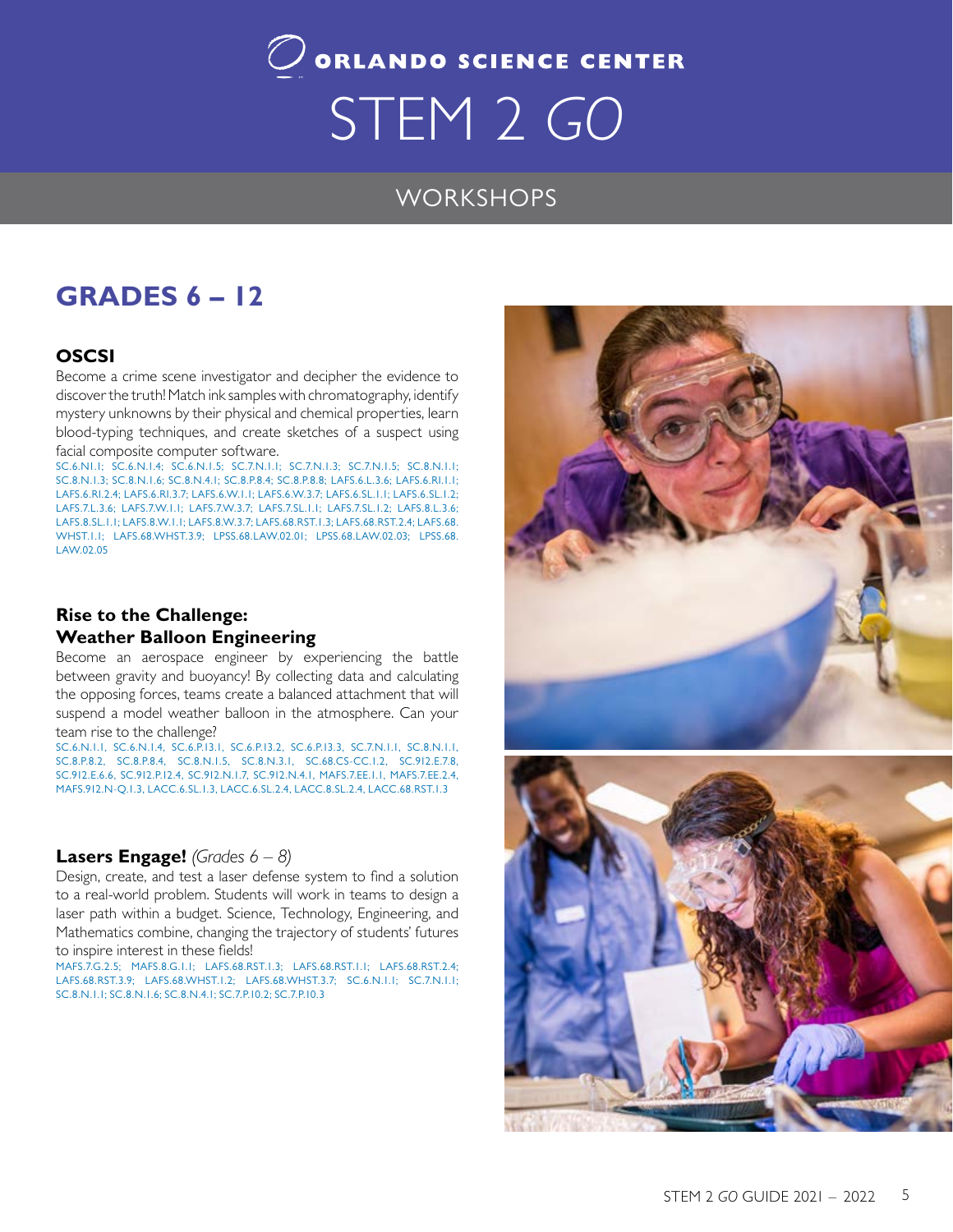# ORLANDO SCIENCE CENTER
# STEM 2 *GO*

## WORKSHOPS

## GRADES 6 – 12

### OSCSI

Become a crime scene investigator and decipher the evidence to discover the truth! Match ink samples with chromatography, identify mystery unknowns by their physical and chemical properties, learn blood-typing techniques, and create sketches of a suspect using facial composite computer software.

SC.6.NI.1; SC.6.N.1.4; SC.6.N.1.5; SC.7.N.1.1; SC.7.N.1.3; SC.7.N.1.5; SC.8.N.1.1; SC.8.N.1.3; SC.8.N.1.6; SC.8.N.4.1; SC.8.P.8.4; SC.8.P.8.8; LAFS.6.L.3.6; LAFS.6.RI.1.1; LAFS.6.RI.2.4; LAFS.6.RI.3.7; LAFS.6.W.1.1; LAFS.6.W.3.7; LAFS.6.SL.1.1; LAFS.6.SL.1.2; LAFS.7.L.3.6; LAFS.7.W.1.1; LAFS.7.W.3.7; LAFS.7.SL.1.1; LAFS.7.SL.1.2; LAFS.8.L.3.6; LAFS.8.SL.1.1; LAFS.8.W.1.1; LAFS.8.W.3.7; LAFS.68.RST.1.3; LAFS.68.RST.2.4; LAFS.68.WHST.1.1; LAFS.68.WHST.3.9; LPSS.68.LAW.02.01; LPSS.68.LAW.02.03; LPSS.68.LAW.02.05

### Rise to the Challenge: Weather Balloon Engineering

Become an aerospace engineer by experiencing the battle between gravity and buoyancy! By collecting data and calculating the opposing forces, teams create a balanced attachment that will suspend a model weather balloon in the atmosphere. Can your team rise to the challenge?

SC.6.N.1.1, SC.6.N.1.4, SC.6.P.13.1, SC.6.P.13.2, SC.6.P.13.3, SC.7.N.1.1, SC.8.N.1.1, SC.8.P.8.2, SC.8.P.8.4, SC.8.N.1.5, SC.8.N.3.1, SC.68.CS-CC.1.2, SC.912.E.7.8, SC.912.E.6.6, SC.912.P.12.4, SC.912.N.1.7, SC.912.N.4.1, MAFS.7.EE.1.1, MAFS.7.EE.2.4, MAFS.912.N-Q.1.3, LACC.6.SL.1.3, LACC.6.SL.2.4, LACC.8.SL.2.4, LACC.68.RST.1.3

### Lasers Engage! *(Grades 6 – 8)*

Design, create, and test a laser defense system to find a solution to a real-world problem. Students will work in teams to design a laser path within a budget. Science, Technology, Engineering, and Mathematics combine, changing the trajectory of students' futures to inspire interest in these fields!

MAFS.7.G.2.5; MAFS.8.G.1.1; LAFS.68.RST.1.3; LAFS.68.RST.1.1; LAFS.68.RST.2.4; LAFS.68.RST.3.9; LAFS.68.WHST.1.2; LAFS.68.WHST.3.7; SC.6.N.1.1; SC.7.N.1.1; SC.8.N.1.1; SC.8.N.1.6; SC.8.N.4.1; SC.7.P.10.2; SC.7.P.10.3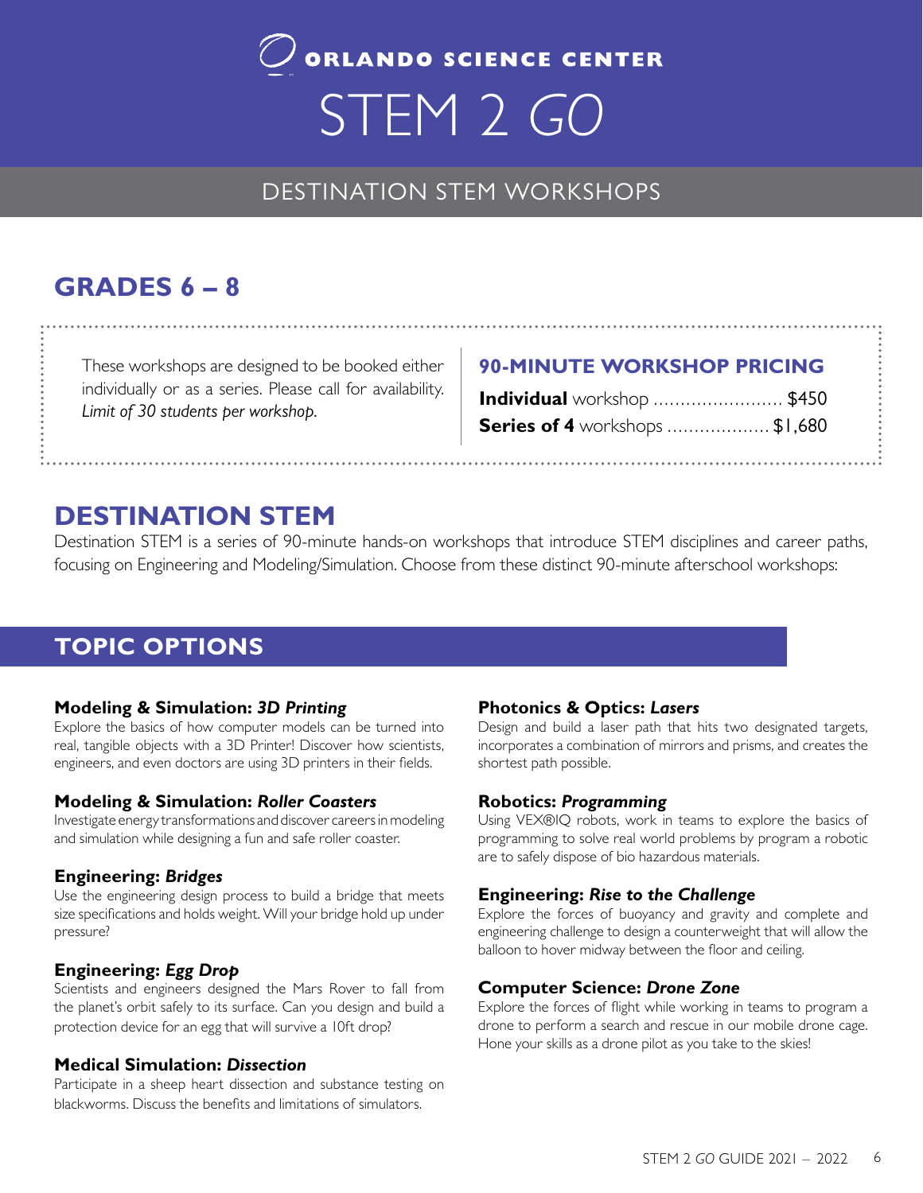# ORLANDO SCIENCE CENTER

# STEM 2 GO

## DESTINATION STEM WORKSHOPS

## GRADES 6 – 8

These workshops are designed to be booked either individually or as a series. Please call for availability. *Limit of 30 students per workshop.*

### 90-MINUTE WORKSHOP PRICING

**Individual** workshop ........................ $450

**Series of 4** workshops ................... $1,680

## DESTINATION STEM

Destination STEM is a series of 90-minute hands-on workshops that introduce STEM disciplines and career paths, focusing on Engineering and Modeling/Simulation. Choose from these distinct 90-minute afterschool workshops:

## TOPIC OPTIONS

**Modeling & Simulation: *3D Printing***
Explore the basics of how computer models can be turned into real, tangible objects with a 3D Printer! Discover how scientists, engineers, and even doctors are using 3D printers in their fields.

**Modeling & Simulation: *Roller Coasters***
Investigate energy transformations and discover careers in modeling and simulation while designing a fun and safe roller coaster.

**Engineering: *Bridges***
Use the engineering design process to build a bridge that meets size specifications and holds weight. Will your bridge hold up under pressure?

**Engineering: *Egg Drop***
Scientists and engineers designed the Mars Rover to fall from the planet's orbit safely to its surface. Can you design and build a protection device for an egg that will survive a 10ft drop?

**Medical Simulation: *Dissection***
Participate in a sheep heart dissection and substance testing on blackworms. Discuss the benefits and limitations of simulators.

**Photonics & Optics: *Lasers***
Design and build a laser path that hits two designated targets, incorporates a combination of mirrors and prisms, and creates the shortest path possible.

**Robotics: *Programming***
Using VEX®IQ robots, work in teams to explore the basics of programming to solve real world problems by program a robotic are to safely dispose of bio hazardous materials.

**Engineering: *Rise to the Challenge***
Explore the forces of buoyancy and gravity and complete and engineering challenge to design a counterweight that will allow the balloon to hover midway between the floor and ceiling.

**Computer Science: *Drone Zone***
Explore the forces of flight while working in teams to program a drone to perform a search and rescue in our mobile drone cage. Hone your skills as a drone pilot as you take to the skies!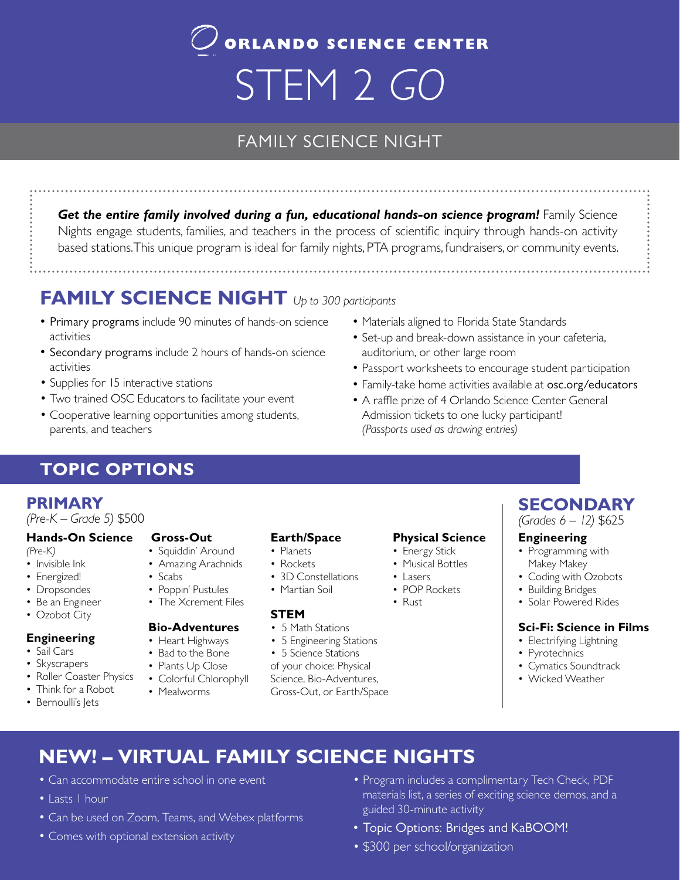# ORLANDO SCIENCE CENTER

# STEM 2 GO

## FAMILY SCIENCE NIGHT

***Get the entire family involved during a fun, educational hands-on science program!*** Family Science Nights engage students, families, and teachers in the process of scientific inquiry through hands-on activity based stations. This unique program is ideal for family nights, PTA programs, fundraisers, or community events.

## FAMILY SCIENCE NIGHT *Up to 300 participants*

- Primary programs include 90 minutes of hands-on science activities
- Secondary programs include 2 hours of hands-on science activities
- Supplies for 15 interactive stations
- Two trained OSC Educators to facilitate your event
- Cooperative learning opportunities among students, parents, and teachers
- Materials aligned to Florida State Standards
- Set-up and break-down assistance in your cafeteria, auditorium, or other large room
- Passport worksheets to encourage student participation
- Family-take home activities available at osc.org/educators
- A raffle prize of 4 Orlando Science Center General Admission tickets to one lucky participant! *(Passports used as drawing entries)*

## TOPIC OPTIONS

### PRIMARY

*(Pre-K – Grade 5)* $500

**Hands-On Science**
*(Pre-K)*
- Invisible Ink
- Energized!
- Dropsondes
- Be an Engineer
- Ozobot City

**Engineering**
- Sail Cars
- Skyscrapers
- Roller Coaster Physics
- Think for a Robot
- Bernoulli's Jets

**Gross-Out**
- Squiddin' Around
- Amazing Arachnids
- Scabs
- Poppin' Pustules
- The Xcrement Files

**Bio-Adventures**
- Heart Highways
- Bad to the Bone
- Plants Up Close
- Colorful Chlorophyll
- Mealworms

**Earth/Space**
- Planets
- Rockets
- 3D Constellations
- Martian Soil

**STEM**
- 5 Math Stations
- 5 Engineering Stations
- 5 Science Stations

of your choice: Physical Science, Bio-Adventures, Gross-Out, or Earth/Space

**Physical Science**
- Energy Stick
- Musical Bottles
- Lasers
- POP Rockets
- Rust

### SECONDARY

*(Grades 6 – 12)* $625

**Engineering**
- Programming with Makey Makey
- Coding with Ozobots
- Building Bridges
- Solar Powered Rides

**Sci-Fi: Science in Films**
- Electrifying Lightning
- Pyrotechnics
- Cymatics Soundtrack
- Wicked Weather

## NEW! – VIRTUAL FAMILY SCIENCE NIGHTS

- Can accommodate entire school in one event
- Lasts 1 hour
- Can be used on Zoom, Teams, and Webex platforms
- Comes with optional extension activity
- Program includes a complimentary Tech Check, PDF materials list, a series of exciting science demos, and a guided 30-minute activity
- Topic Options: Bridges and KaBOOM!
- $300 per school/organization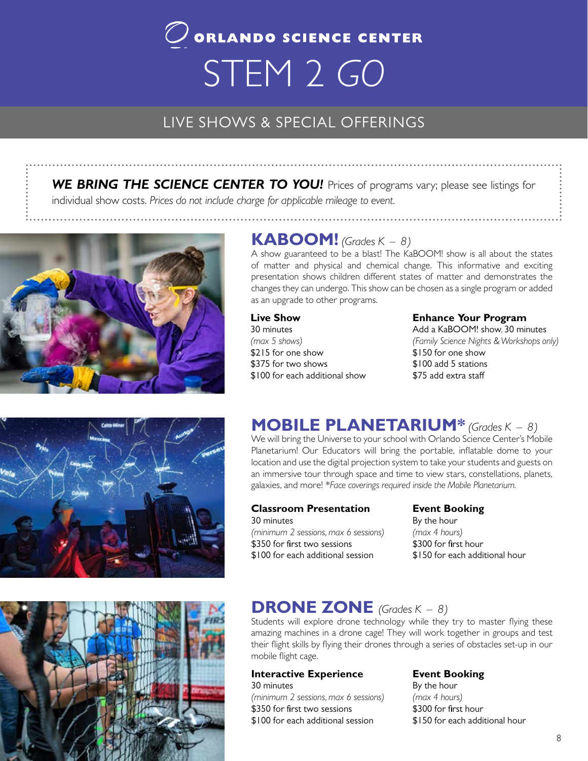# ORLANDO SCIENCE CENTER

# STEM 2 GO

## LIVE SHOWS & SPECIAL OFFERINGS

***WE BRING THE SCIENCE CENTER TO YOU!*** Prices of programs vary; please see listings for individual show costs. *Prices do not include charge for applicable mileage to event.*

## KABOOM! *(Grades K – 8)*

A show guaranteed to be a blast! The KaBOOM! show is all about the states of matter and physical and chemical change. This informative and exciting presentation shows children different states of matter and demonstrates the changes they can undergo. This show can be chosen as a single program or added as an upgrade to other programs.

**Live Show**
30 minutes
*(max 5 shows)*
$215 for one show
$375 for two shows
$100 for each additional show

**Enhance Your Program**
Add a KaBOOM! show, 30 minutes
*(Family Science Nights & Workshops only)*
$150 for one show
$100 add 5 stations
$75 add extra staff

## MOBILE PLANETARIUM* *(Grades K – 8)*

We will bring the Universe to your school with Orlando Science Center's Mobile Planetarium! Our Educators will bring the portable, inflatable dome to your location and use the digital projection system to take your students and guests on an immersive tour through space and time to view stars, constellations, planets, galaxies, and more! *\*Face coverings required inside the Mobile Planetarium.*

**Classroom Presentation**
30 minutes
*(minimum 2 sessions, max 6 sessions)*
$350 for first two sessions
$100 for each additional session

**Event Booking**
By the hour
*(max 4 hours)*
$300 for first hour
$150 for each additional hour

## DRONE ZONE *(Grades K – 8)*

Students will explore drone technology while they try to master flying these amazing machines in a drone cage! They will work together in groups and test their flight skills by flying their drones through a series of obstacles set-up in our mobile flight cage.

**Interactive Experience**
30 minutes
*(minimum 2 sessions, max 6 sessions)*
$350 for first two sessions
$100 for each additional session

**Event Booking**
By the hour
*(max 4 hours)*
$300 for first hour
$150 for each additional hour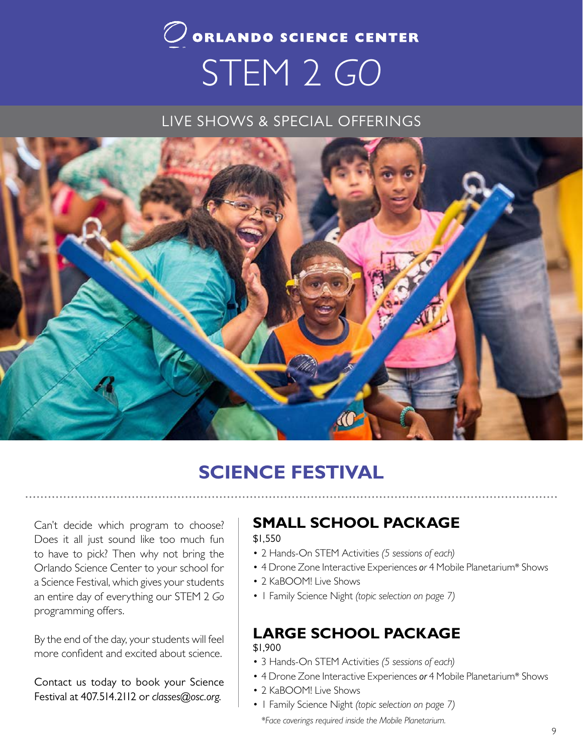# ORLANDO SCIENCE CENTER

# STEM 2 *GO*

## LIVE SHOWS & SPECIAL OFFERINGS

## SCIENCE FESTIVAL

Can't decide which program to choose? Does it all just sound like too much fun to have to pick? Then why not bring the Orlando Science Center to your school for a Science Festival, which gives your students an entire day of everything our STEM 2 *Go* programming offers.

By the end of the day, your students will feel more confident and excited about science.

Contact us today to book your Science Festival at 407.514.2112 or *classes@osc.org*.

### SMALL SCHOOL PACKAGE

$1,550

- 2 Hands-On STEM Activities *(5 sessions of each)*
- 4 Drone Zone Interactive Experiences ***or*** 4 Mobile Planetarium* Shows
- 2 KaBOOM! Live Shows
- 1 Family Science Night *(topic selection on page 7)*

### LARGE SCHOOL PACKAGE

$1,900

- 3 Hands-On STEM Activities *(5 sessions of each)*
- 4 Drone Zone Interactive Experiences ***or*** 4 Mobile Planetarium* Shows
- 2 KaBOOM! Live Shows
- 1 Family Science Night *(topic selection on page 7)*

*\*Face coverings required inside the Mobile Planetarium.*